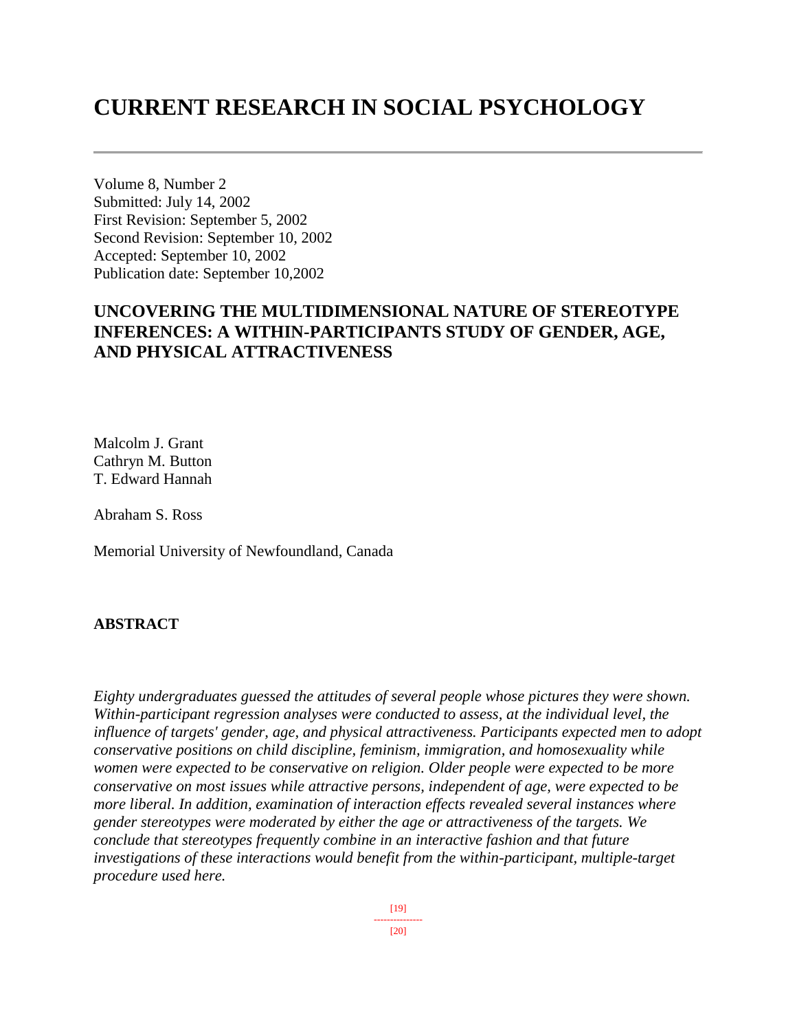# CURRENT RESEARCH IN SOCIAL PSYCHOLOGY

---

Volume 8, Number 2
Submitted: July 14, 2002
First Revision: September 5, 2002
Second Revision: September 10, 2002
Accepted: September 10, 2002
Publication date: September 10,2002

## UNCOVERING THE MULTIDIMENSIONAL NATURE OF STEREOTYPE INFERENCES: A WITHIN-PARTICIPANTS STUDY OF GENDER, AGE, AND PHYSICAL ATTRACTIVENESS

Malcolm J. Grant
Cathryn M. Button
T. Edward Hannah

Abraham S. Ross

Memorial University of Newfoundland, Canada

### ABSTRACT

*Eighty undergraduates guessed the attitudes of several people whose pictures they were shown. Within-participant regression analyses were conducted to assess, at the individual level, the influence of targets' gender, age, and physical attractiveness. Participants expected men to adopt conservative positions on child discipline, feminism, immigration, and homosexuality while women were expected to be conservative on religion. Older people were expected to be more conservative on most issues while attractive persons, independent of age, were expected to be more liberal. In addition, examination of interaction effects revealed several instances where gender stereotypes were moderated by either the age or attractiveness of the targets. We conclude that stereotypes frequently combine in an interactive fashion and that future investigations of these interactions would benefit from the within-participant, multiple-target procedure used here.*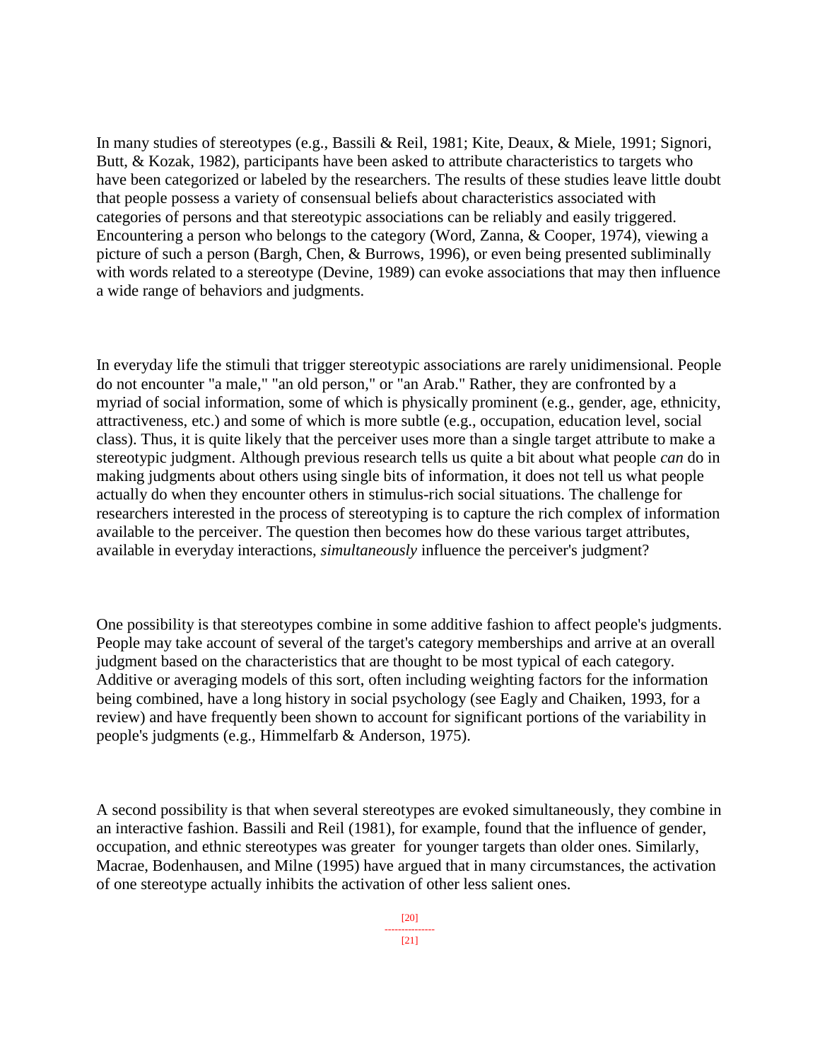In many studies of stereotypes (e.g., Bassili & Reil, 1981; Kite, Deaux, & Miele, 1991; Signori, Butt, & Kozak, 1982), participants have been asked to attribute characteristics to targets who have been categorized or labeled by the researchers. The results of these studies leave little doubt that people possess a variety of consensual beliefs about characteristics associated with categories of persons and that stereotypic associations can be reliably and easily triggered. Encountering a person who belongs to the category (Word, Zanna, & Cooper, 1974), viewing a picture of such a person (Bargh, Chen, & Burrows, 1996), or even being presented subliminally with words related to a stereotype (Devine, 1989) can evoke associations that may then influence a wide range of behaviors and judgments.

In everyday life the stimuli that trigger stereotypic associations are rarely unidimensional. People do not encounter "a male," "an old person," or "an Arab." Rather, they are confronted by a myriad of social information, some of which is physically prominent (e.g., gender, age, ethnicity, attractiveness, etc.) and some of which is more subtle (e.g., occupation, education level, social class). Thus, it is quite likely that the perceiver uses more than a single target attribute to make a stereotypic judgment. Although previous research tells us quite a bit about what people *can* do in making judgments about others using single bits of information, it does not tell us what people actually do when they encounter others in stimulus-rich social situations. The challenge for researchers interested in the process of stereotyping is to capture the rich complex of information available to the perceiver. The question then becomes how do these various target attributes, available in everyday interactions, *simultaneously* influence the perceiver's judgment?

One possibility is that stereotypes combine in some additive fashion to affect people's judgments. People may take account of several of the target's category memberships and arrive at an overall judgment based on the characteristics that are thought to be most typical of each category. Additive or averaging models of this sort, often including weighting factors for the information being combined, have a long history in social psychology (see Eagly and Chaiken, 1993, for a review) and have frequently been shown to account for significant portions of the variability in people's judgments (e.g., Himmelfarb & Anderson, 1975).

A second possibility is that when several stereotypes are evoked simultaneously, they combine in an interactive fashion. Bassili and Reil (1981), for example, found that the influence of gender, occupation, and ethnic stereotypes was greater for younger targets than older ones. Similarly, Macrae, Bodenhausen, and Milne (1995) have argued that in many circumstances, the activation of one stereotype actually inhibits the activation of other less salient ones.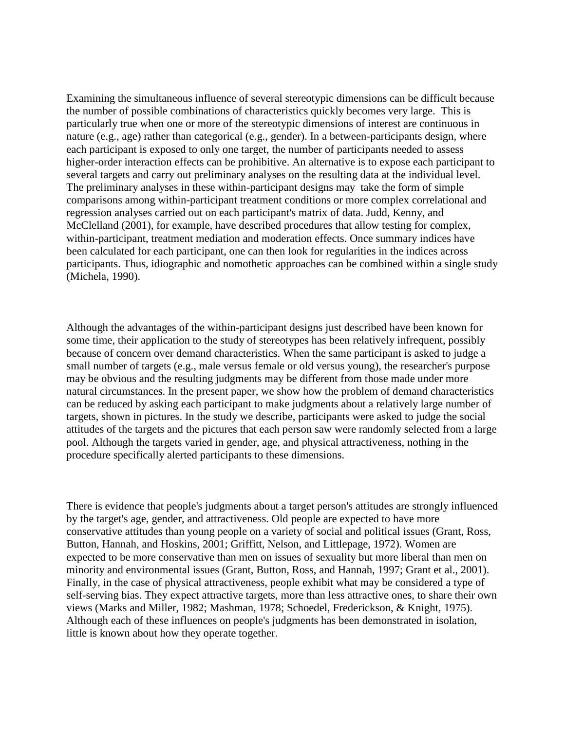Examining the simultaneous influence of several stereotypic dimensions can be difficult because the number of possible combinations of characteristics quickly becomes very large. This is particularly true when one or more of the stereotypic dimensions of interest are continuous in nature (e.g., age) rather than categorical (e.g., gender). In a between-participants design, where each participant is exposed to only one target, the number of participants needed to assess higher-order interaction effects can be prohibitive. An alternative is to expose each participant to several targets and carry out preliminary analyses on the resulting data at the individual level. The preliminary analyses in these within-participant designs may take the form of simple comparisons among within-participant treatment conditions or more complex correlational and regression analyses carried out on each participant's matrix of data. Judd, Kenny, and McClelland (2001), for example, have described procedures that allow testing for complex, within-participant, treatment mediation and moderation effects. Once summary indices have been calculated for each participant, one can then look for regularities in the indices across participants. Thus, idiographic and nomothetic approaches can be combined within a single study (Michela, 1990).

Although the advantages of the within-participant designs just described have been known for some time, their application to the study of stereotypes has been relatively infrequent, possibly because of concern over demand characteristics. When the same participant is asked to judge a small number of targets (e.g., male versus female or old versus young), the researcher's purpose may be obvious and the resulting judgments may be different from those made under more natural circumstances. In the present paper, we show how the problem of demand characteristics can be reduced by asking each participant to make judgments about a relatively large number of targets, shown in pictures. In the study we describe, participants were asked to judge the social attitudes of the targets and the pictures that each person saw were randomly selected from a large pool. Although the targets varied in gender, age, and physical attractiveness, nothing in the procedure specifically alerted participants to these dimensions.

There is evidence that people's judgments about a target person's attitudes are strongly influenced by the target's age, gender, and attractiveness. Old people are expected to have more conservative attitudes than young people on a variety of social and political issues (Grant, Ross, Button, Hannah, and Hoskins, 2001; Griffitt, Nelson, and Littlepage, 1972). Women are expected to be more conservative than men on issues of sexuality but more liberal than men on minority and environmental issues (Grant, Button, Ross, and Hannah, 1997; Grant et al., 2001). Finally, in the case of physical attractiveness, people exhibit what may be considered a type of self-serving bias. They expect attractive targets, more than less attractive ones, to share their own views (Marks and Miller, 1982; Mashman, 1978; Schoedel, Frederickson, & Knight, 1975). Although each of these influences on people's judgments has been demonstrated in isolation, little is known about how they operate together.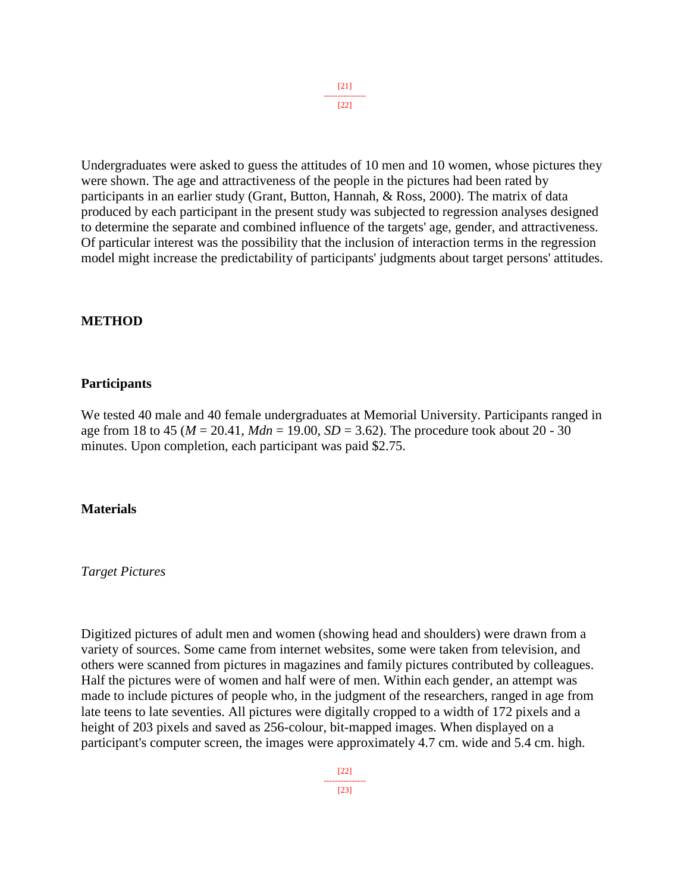Undergraduates were asked to guess the attitudes of 10 men and 10 women, whose pictures they were shown. The age and attractiveness of the people in the pictures had been rated by participants in an earlier study (Grant, Button, Hannah, & Ross, 2000). The matrix of data produced by each participant in the present study was subjected to regression analyses designed to determine the separate and combined influence of the targets' age, gender, and attractiveness. Of particular interest was the possibility that the inclusion of interaction terms in the regression model might increase the predictability of participants' judgments about target persons' attitudes.

## METHOD

### Participants

We tested 40 male and 40 female undergraduates at Memorial University. Participants ranged in age from 18 to 45 (*M* = 20.41, *Mdn* = 19.00, *SD* = 3.62). The procedure took about 20 - 30 minutes. Upon completion, each participant was paid $2.75.

### Materials

#### *Target Pictures*

Digitized pictures of adult men and women (showing head and shoulders) were drawn from a variety of sources. Some came from internet websites, some were taken from television, and others were scanned from pictures in magazines and family pictures contributed by colleagues. Half the pictures were of women and half were of men. Within each gender, an attempt was made to include pictures of people who, in the judgment of the researchers, ranged in age from late teens to late seventies. All pictures were digitally cropped to a width of 172 pixels and a height of 203 pixels and saved as 256-colour, bit-mapped images. When displayed on a participant's computer screen, the images were approximately 4.7 cm. wide and 5.4 cm. high.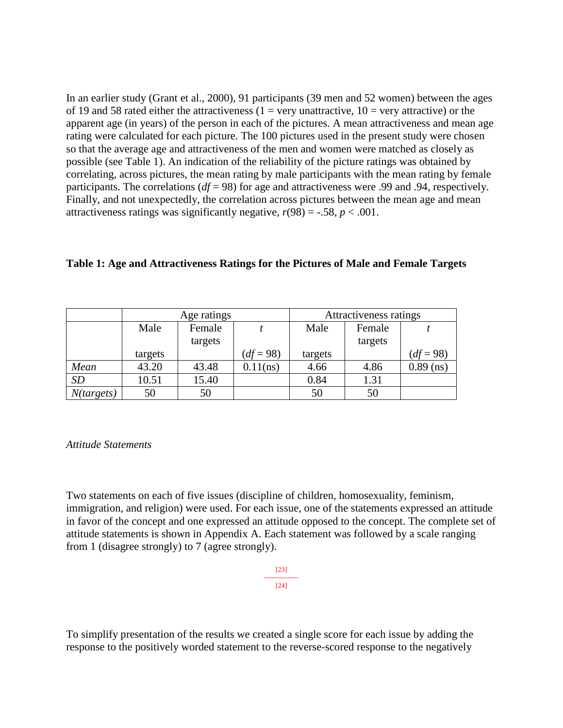In an earlier study (Grant et al., 2000), 91 participants (39 men and 52 women) between the ages of 19 and 58 rated either the attractiveness (1 = very unattractive, 10 = very attractive) or the apparent age (in years) of the person in each of the pictures. A mean attractiveness and mean age rating were calculated for each picture. The 100 pictures used in the present study were chosen so that the average age and attractiveness of the men and women were matched as closely as possible (see Table 1). An indication of the reliability of the picture ratings was obtained by correlating, across pictures, the mean rating by male participants with the mean rating by female participants. The correlations ($df = 98$) for age and attractiveness were .99 and .94, respectively. Finally, and not unexpectedly, the correlation across pictures between the mean age and mean attractiveness ratings was significantly negative, $r(98) = -.58$, $p < .001$.

**Table 1: Age and Attractiveness Ratings for the Pictures of Male and Female Targets**

| | Age ratings | | | Attractiveness ratings | | |
|---|---|---|---|---|---|---|
| | Male targets | Female targets | $t$ ($df = 98$) | Male targets | Female targets | $t$ ($df = 98$) |
| *Mean* | 43.20 | 43.48 | 0.11(ns) | 4.66 | 4.86 | 0.89 (ns) |
| *SD* | 10.51 | 15.40 | | 0.84 | 1.31 | |
| *N(targets)* | 50 | 50 | | 50 | 50 | |

*Attitude Statements*

Two statements on each of five issues (discipline of children, homosexuality, feminism, immigration, and religion) were used. For each issue, one of the statements expressed an attitude in favor of the concept and one expressed an attitude opposed to the concept. The complete set of attitude statements is shown in Appendix A. Each statement was followed by a scale ranging from 1 (disagree strongly) to 7 (agree strongly).

To simplify presentation of the results we created a single score for each issue by adding the response to the positively worded statement to the reverse-scored response to the negatively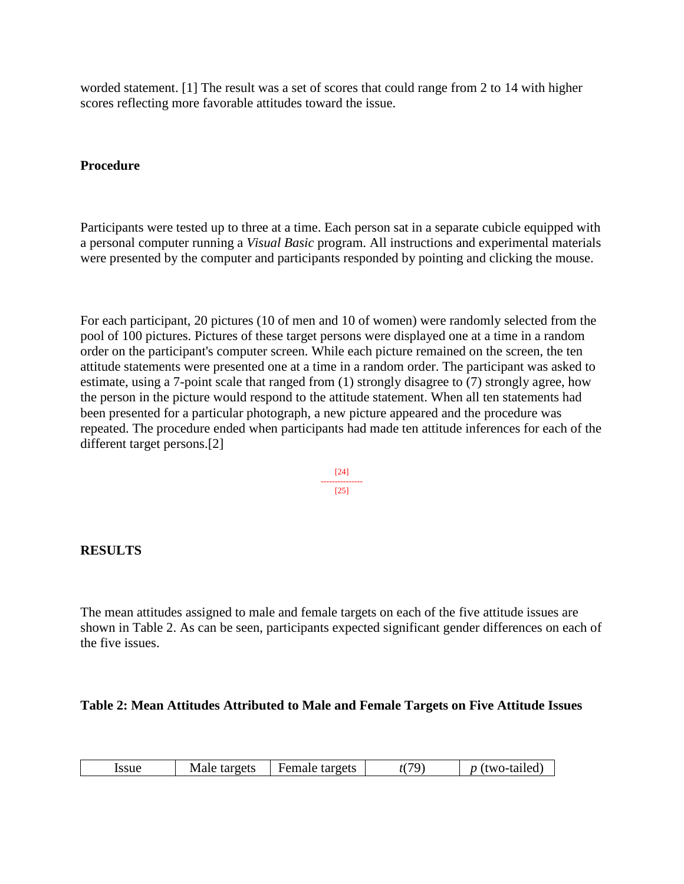worded statement. [1] The result was a set of scores that could range from 2 to 14 with higher scores reflecting more favorable attitudes toward the issue.

### Procedure

Participants were tested up to three at a time. Each person sat in a separate cubicle equipped with a personal computer running a *Visual Basic* program. All instructions and experimental materials were presented by the computer and participants responded by pointing and clicking the mouse.

For each participant, 20 pictures (10 of men and 10 of women) were randomly selected from the pool of 100 pictures. Pictures of these target persons were displayed one at a time in a random order on the participant's computer screen. While each picture remained on the screen, the ten attitude statements were presented one at a time in a random order. The participant was asked to estimate, using a 7-point scale that ranged from (1) strongly disagree to (7) strongly agree, how the person in the picture would respond to the attitude statement. When all ten statements had been presented for a particular photograph, a new picture appeared and the procedure was repeated. The procedure ended when participants had made ten attitude inferences for each of the different target persons.[2]

[24]

---------------

[25]

## RESULTS

The mean attitudes assigned to male and female targets on each of the five attitude issues are shown in Table 2. As can be seen, participants expected significant gender differences on each of the five issues.

**Table 2: Mean Attitudes Attributed to Male and Female Targets on Five Attitude Issues**

| Issue | Male targets | Female targets | $t(79)$ | $p$ (two-tailed) |
| --- | --- | --- | --- | --- |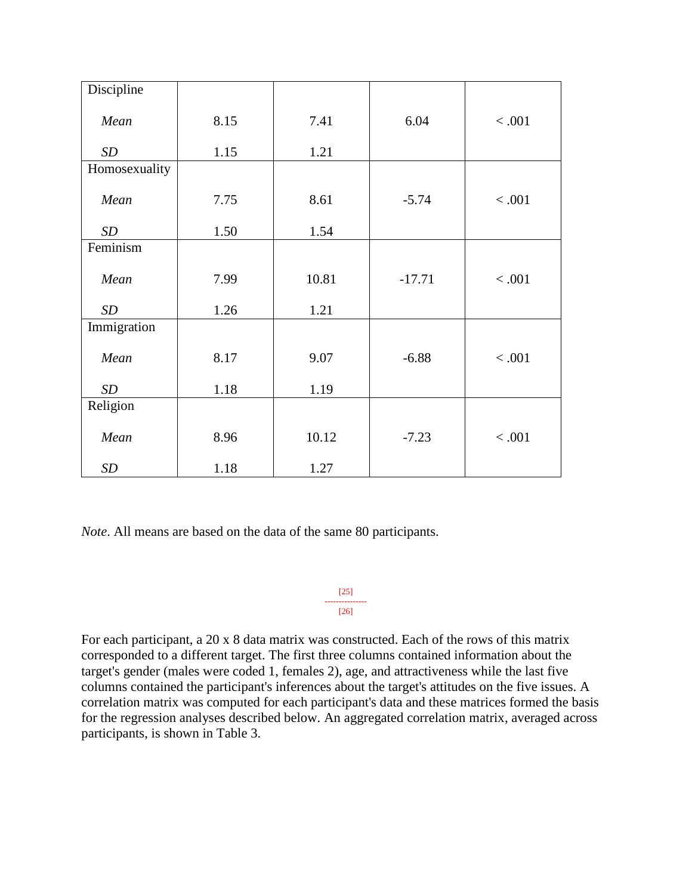| | | | | |
|---|---|---|---|---|
| Discipline | | | | |
| *Mean* | 8.15 | 7.41 | 6.04 | < .001 |
| *SD* | 1.15 | 1.21 | | |
| Homosexuality | | | | |
| *Mean* | 7.75 | 8.61 | -5.74 | < .001 |
| *SD* | 1.50 | 1.54 | | |
| Feminism | | | | |
| *Mean* | 7.99 | 10.81 | -17.71 | < .001 |
| *SD* | 1.26 | 1.21 | | |
| Immigration | | | | |
| *Mean* | 8.17 | 9.07 | -6.88 | < .001 |
| *SD* | 1.18 | 1.19 | | |
| Religion | | | | |
| *Mean* | 8.96 | 10.12 | -7.23 | < .001 |
| *SD* | 1.18 | 1.27 | | |

*Note*. All means are based on the data of the same 80 participants.

[25]
---------------
[26]

For each participant, a 20 x 8 data matrix was constructed. Each of the rows of this matrix corresponded to a different target. The first three columns contained information about the target's gender (males were coded 1, females 2), age, and attractiveness while the last five columns contained the participant's inferences about the target's attitudes on the five issues. A correlation matrix was computed for each participant's data and these matrices formed the basis for the regression analyses described below. An aggregated correlation matrix, averaged across participants, is shown in Table 3.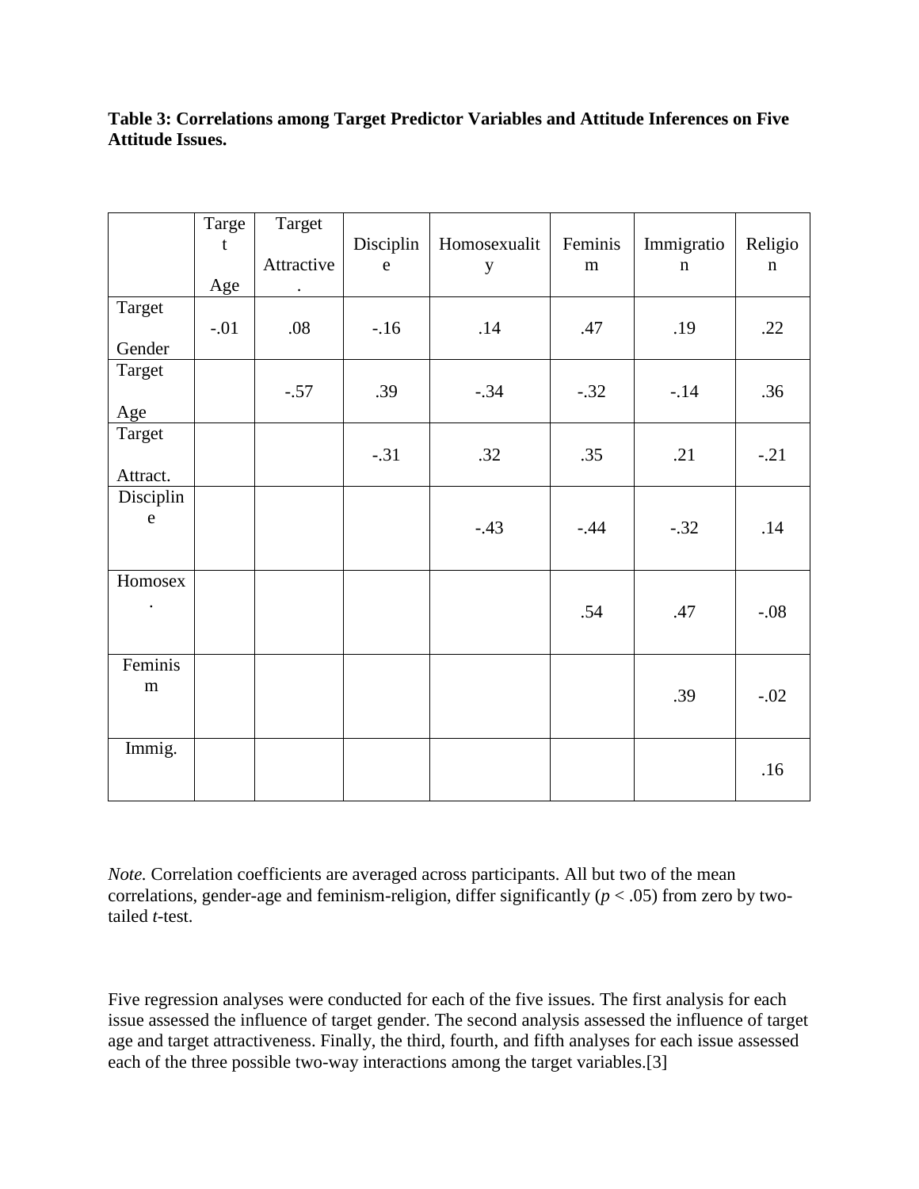**Table 3: Correlations among Target Predictor Variables and Attitude Inferences on Five Attitude Issues.**

| | Target Age | Target Attractive. | Discipline | Homosexuality | Feminism | Immigration | Religion |
|---|---|---|---|---|---|---|---|
| Target Gender | -.01 | .08 | -.16 | .14 | .47 | .19 | .22 |
| Target Age | | -.57 | .39 | -.34 | -.32 | -.14 | .36 |
| Target Attract. | | | -.31 | .32 | .35 | .21 | -.21 |
| Discipline | | | | -.43 | -.44 | -.32 | .14 |
| Homosex. | | | | | .54 | .47 | -.08 |
| Feminism | | | | | | .39 | -.02 |
| Immig. | | | | | | | .16 |

*Note.* Correlation coefficients are averaged across participants. All but two of the mean correlations, gender-age and feminism-religion, differ significantly ($p < .05$) from zero by two-tailed *t*-test.

Five regression analyses were conducted for each of the five issues. The first analysis for each issue assessed the influence of target gender. The second analysis assessed the influence of target age and target attractiveness. Finally, the third, fourth, and fifth analyses for each issue assessed each of the three possible two-way interactions among the target variables.[3]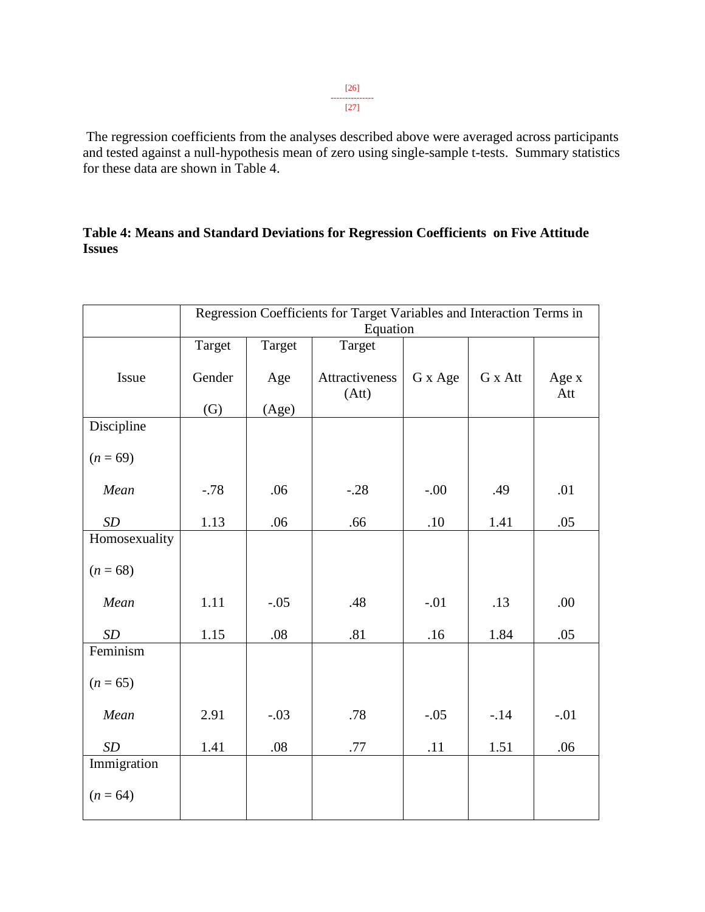The regression coefficients from the analyses described above were averaged across participants and tested against a null-hypothesis mean of zero using single-sample t-tests. Summary statistics for these data are shown in Table 4.

**Table 4: Means and Standard Deviations for Regression Coefficients on Five Attitude Issues**

| | Regression Coefficients for Target Variables and Interaction Terms in Equation | | | | | |
|---|---|---|---|---|---|---|
| Issue | Target Gender (G) | Target Age (Age) | Target Attractiveness (Att) | G x Age | G x Att | Age x Att |
| Discipline (*n* = 69) | | | | | | |
| *Mean* | -.78 | .06 | -.28 | -.00 | .49 | .01 |
| *SD* | 1.13 | .06 | .66 | .10 | 1.41 | .05 |
| Homosexuality (*n* = 68) | | | | | | |
| *Mean* | 1.11 | -.05 | .48 | -.01 | .13 | .00 |
| *SD* | 1.15 | .08 | .81 | .16 | 1.84 | .05 |
| Feminism (*n* = 65) | | | | | | |
| *Mean* | 2.91 | -.03 | .78 | -.05 | -.14 | -.01 |
| *SD* | 1.41 | .08 | .77 | .11 | 1.51 | .06 |
| Immigration (*n* = 64) | | | | | | |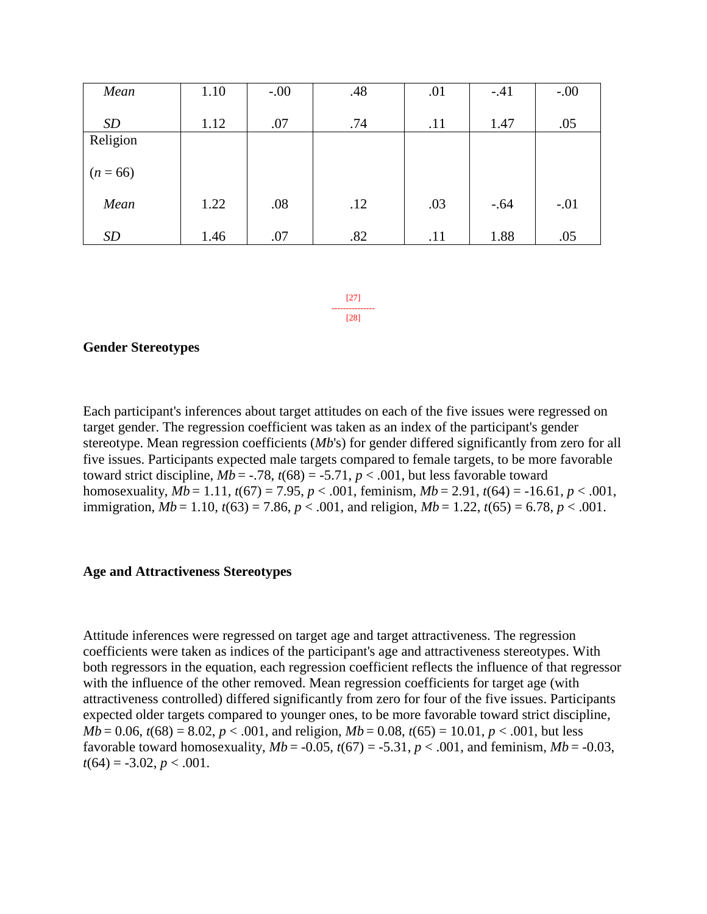| | | | | | | |
|---|---|---|---|---|---|---|
| *Mean* | 1.10 | -.00 | .48 | .01 | -.41 | -.00 |
| *SD* | 1.12 | .07 | .74 | .11 | 1.47 | .05 |
| Religion ($n$ = 66) | | | | | | |
| *Mean* | 1.22 | .08 | .12 | .03 | -.64 | -.01 |
| *SD* | 1.46 | .07 | .82 | .11 | 1.88 | .05 |

[27]
---------------
[28]

**Gender Stereotypes**

Each participant's inferences about target attitudes on each of the five issues were regressed on target gender. The regression coefficient was taken as an index of the participant's gender stereotype. Mean regression coefficients (*Mb*'s) for gender differed significantly from zero for all five issues. Participants expected male targets compared to female targets, to be more favorable toward strict discipline, *Mb* = -.78, $t(68) = -5.71$, $p < .001$, but less favorable toward homosexuality, *Mb* = 1.11, $t(67) = 7.95$, $p < .001$, feminism, *Mb* = 2.91, $t(64) = -16.61$, $p < .001$, immigration, *Mb* = 1.10, $t(63) = 7.86$, $p < .001$, and religion, *Mb* = 1.22, $t(65) = 6.78$, $p < .001$.

**Age and Attractiveness Stereotypes**

Attitude inferences were regressed on target age and target attractiveness. The regression coefficients were taken as indices of the participant's age and attractiveness stereotypes. With both regressors in the equation, each regression coefficient reflects the influence of that regressor with the influence of the other removed. Mean regression coefficients for target age (with attractiveness controlled) differed significantly from zero for four of the five issues. Participants expected older targets compared to younger ones, to be more favorable toward strict discipline, *Mb* = 0.06, $t(68) = 8.02$, $p < .001$, and religion, *Mb* = 0.08, $t(65) = 10.01$, $p < .001$, but less favorable toward homosexuality, *Mb* = -0.05, $t(67) = -5.31$, $p < .001$, and feminism, *Mb* = -0.03, $t(64) = -3.02$, $p < .001$.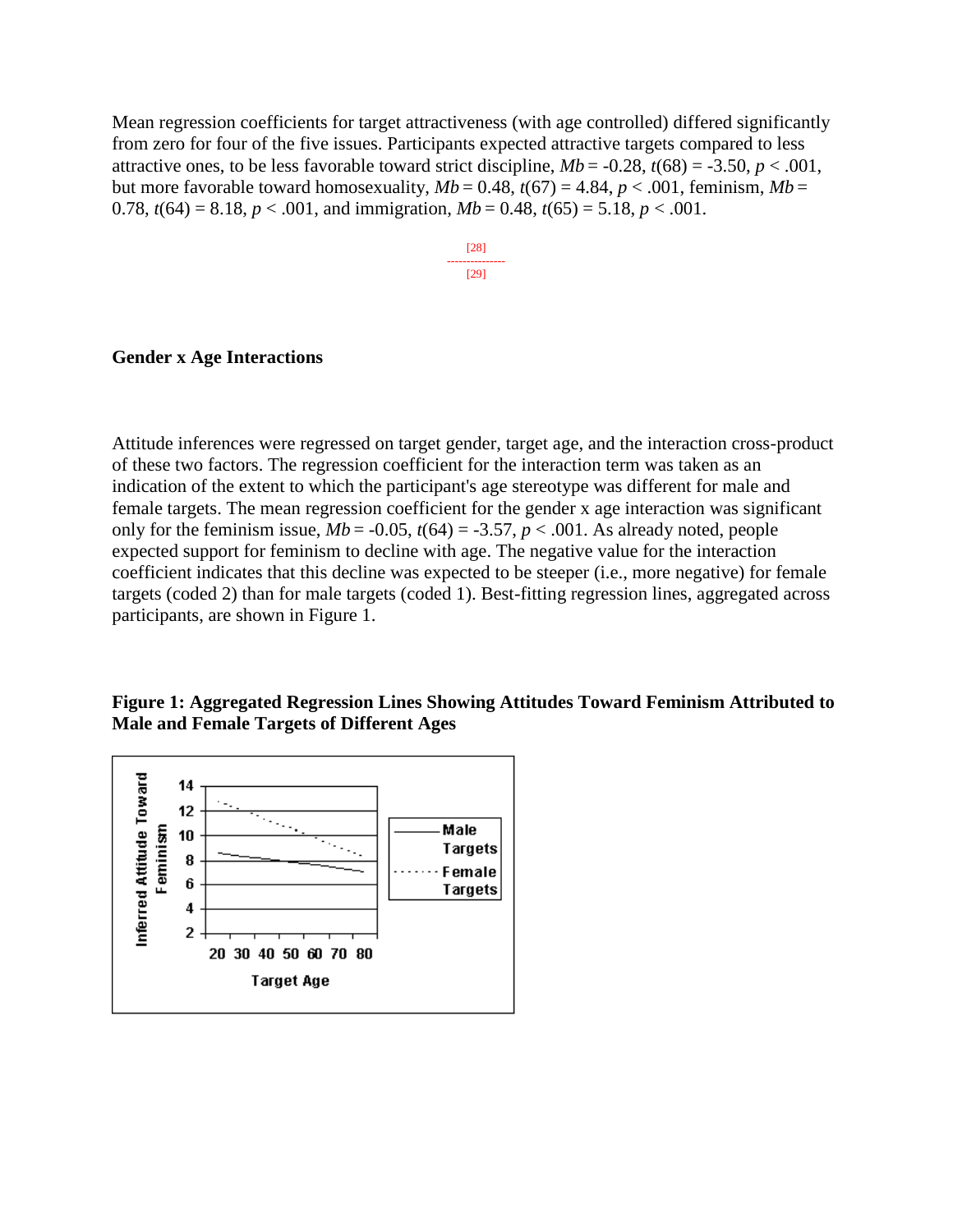Mean regression coefficients for target attractiveness (with age controlled) differed significantly from zero for four of the five issues. Participants expected attractive targets compared to less attractive ones, to be less favorable toward strict discipline, $Mb = -0.28$, $t(68) = -3.50$, $p < .001$, but more favorable toward homosexuality, $Mb = 0.48$, $t(67) = 4.84$, $p < .001$, feminism, $Mb = 0.78$, $t(64) = 8.18$, $p < .001$, and immigration, $Mb = 0.48$, $t(65) = 5.18$, $p < .001$.

[28]

---------------

[29]

**Gender x Age Interactions**

Attitude inferences were regressed on target gender, target age, and the interaction cross-product of these two factors. The regression coefficient for the interaction term was taken as an indication of the extent to which the participant's age stereotype was different for male and female targets. The mean regression coefficient for the gender x age interaction was significant only for the feminism issue, $Mb = -0.05$, $t(64) = -3.57$, $p < .001$. As already noted, people expected support for feminism to decline with age. The negative value for the interaction coefficient indicates that this decline was expected to be steeper (i.e., more negative) for female targets (coded 2) than for male targets (coded 1). Best-fitting regression lines, aggregated across participants, are shown in Figure 1.

**Figure 1: Aggregated Regression Lines Showing Attitudes Toward Feminism Attributed to Male and Female Targets of Different Ages**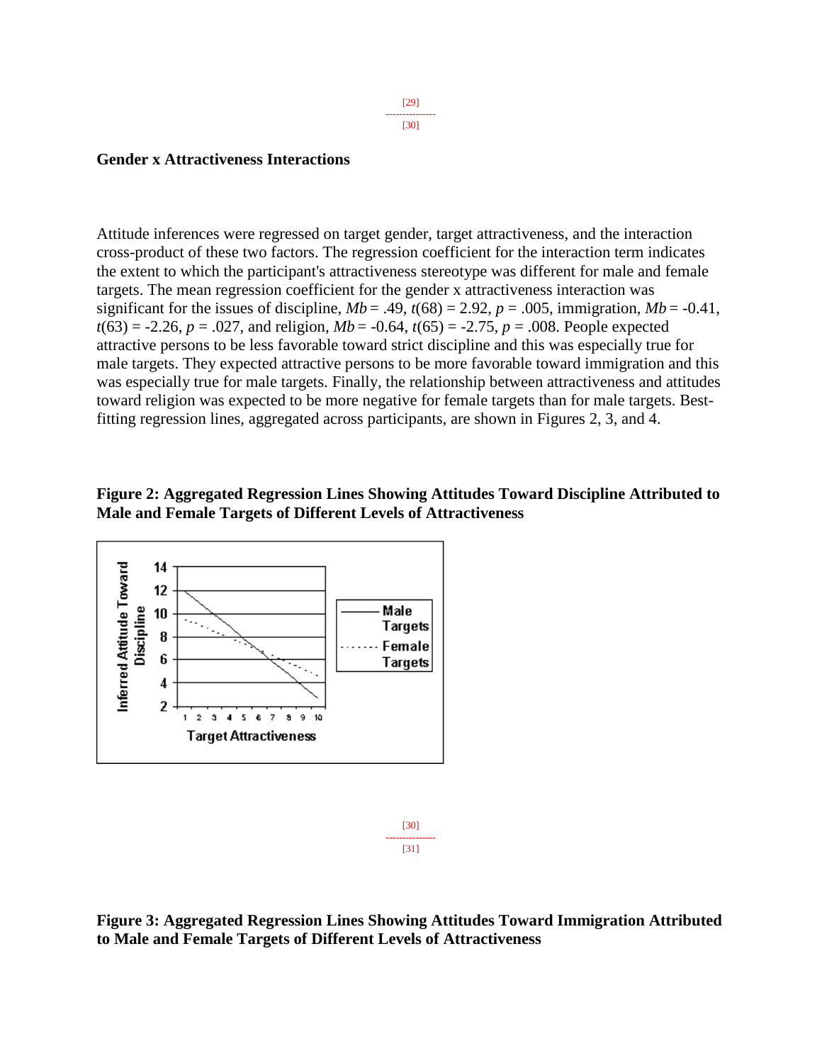### Gender x Attractiveness Interactions

Attitude inferences were regressed on target gender, target attractiveness, and the interaction cross-product of these two factors. The regression coefficient for the interaction term indicates the extent to which the participant's attractiveness stereotype was different for male and female targets. The mean regression coefficient for the gender x attractiveness interaction was significant for the issues of discipline, $Mb = .49$, $t(68) = 2.92$, $p = .005$, immigration, $Mb = -0.41$, $t(63) = -2.26$, $p = .027$, and religion, $Mb = -0.64$, $t(65) = -2.75$, $p = .008$. People expected attractive persons to be less favorable toward strict discipline and this was especially true for male targets. They expected attractive persons to be more favorable toward immigration and this was especially true for male targets. Finally, the relationship between attractiveness and attitudes toward religion was expected to be more negative for female targets than for male targets. Best-fitting regression lines, aggregated across participants, are shown in Figures 2, 3, and 4.

**Figure 2: Aggregated Regression Lines Showing Attitudes Toward Discipline Attributed to Male and Female Targets of Different Levels of Attractiveness**

**Figure 3: Aggregated Regression Lines Showing Attitudes Toward Immigration Attributed to Male and Female Targets of Different Levels of Attractiveness**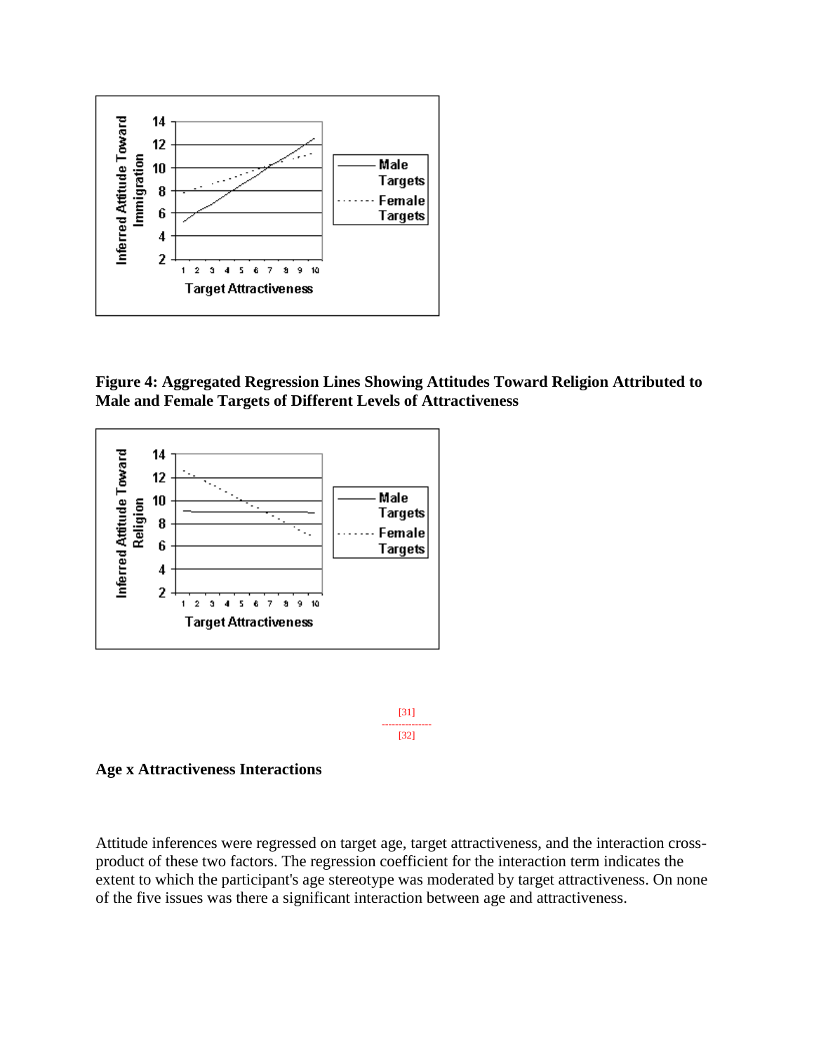**Figure 4: Aggregated Regression Lines Showing Attitudes Toward Religion Attributed to Male and Female Targets of Different Levels of Attractiveness**

[31]
---------------
[32]

**Age x Attractiveness Interactions**

Attitude inferences were regressed on target age, target attractiveness, and the interaction cross-product of these two factors. The regression coefficient for the interaction term indicates the extent to which the participant's age stereotype was moderated by target attractiveness. On none of the five issues was there a significant interaction between age and attractiveness.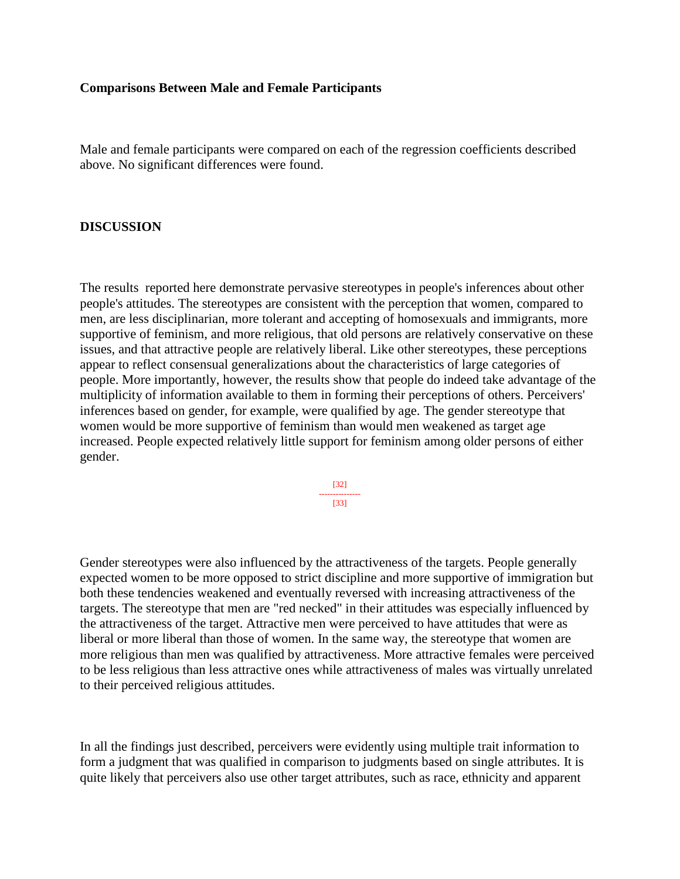**Comparisons Between Male and Female Participants**

Male and female participants were compared on each of the regression coefficients described above. No significant differences were found.

**DISCUSSION**

The results reported here demonstrate pervasive stereotypes in people's inferences about other people's attitudes. The stereotypes are consistent with the perception that women, compared to men, are less disciplinarian, more tolerant and accepting of homosexuals and immigrants, more supportive of feminism, and more religious, that old persons are relatively conservative on these issues, and that attractive people are relatively liberal. Like other stereotypes, these perceptions appear to reflect consensual generalizations about the characteristics of large categories of people. More importantly, however, the results show that people do indeed take advantage of the multiplicity of information available to them in forming their perceptions of others. Perceivers' inferences based on gender, for example, were qualified by age. The gender stereotype that women would be more supportive of feminism than would men weakened as target age increased. People expected relatively little support for feminism among older persons of either gender.

Gender stereotypes were also influenced by the attractiveness of the targets. People generally expected women to be more opposed to strict discipline and more supportive of immigration but both these tendencies weakened and eventually reversed with increasing attractiveness of the targets. The stereotype that men are "red necked" in their attitudes was especially influenced by the attractiveness of the target. Attractive men were perceived to have attitudes that were as liberal or more liberal than those of women. In the same way, the stereotype that women are more religious than men was qualified by attractiveness. More attractive females were perceived to be less religious than less attractive ones while attractiveness of males was virtually unrelated to their perceived religious attitudes.

In all the findings just described, perceivers were evidently using multiple trait information to form a judgment that was qualified in comparison to judgments based on single attributes. It is quite likely that perceivers also use other target attributes, such as race, ethnicity and apparent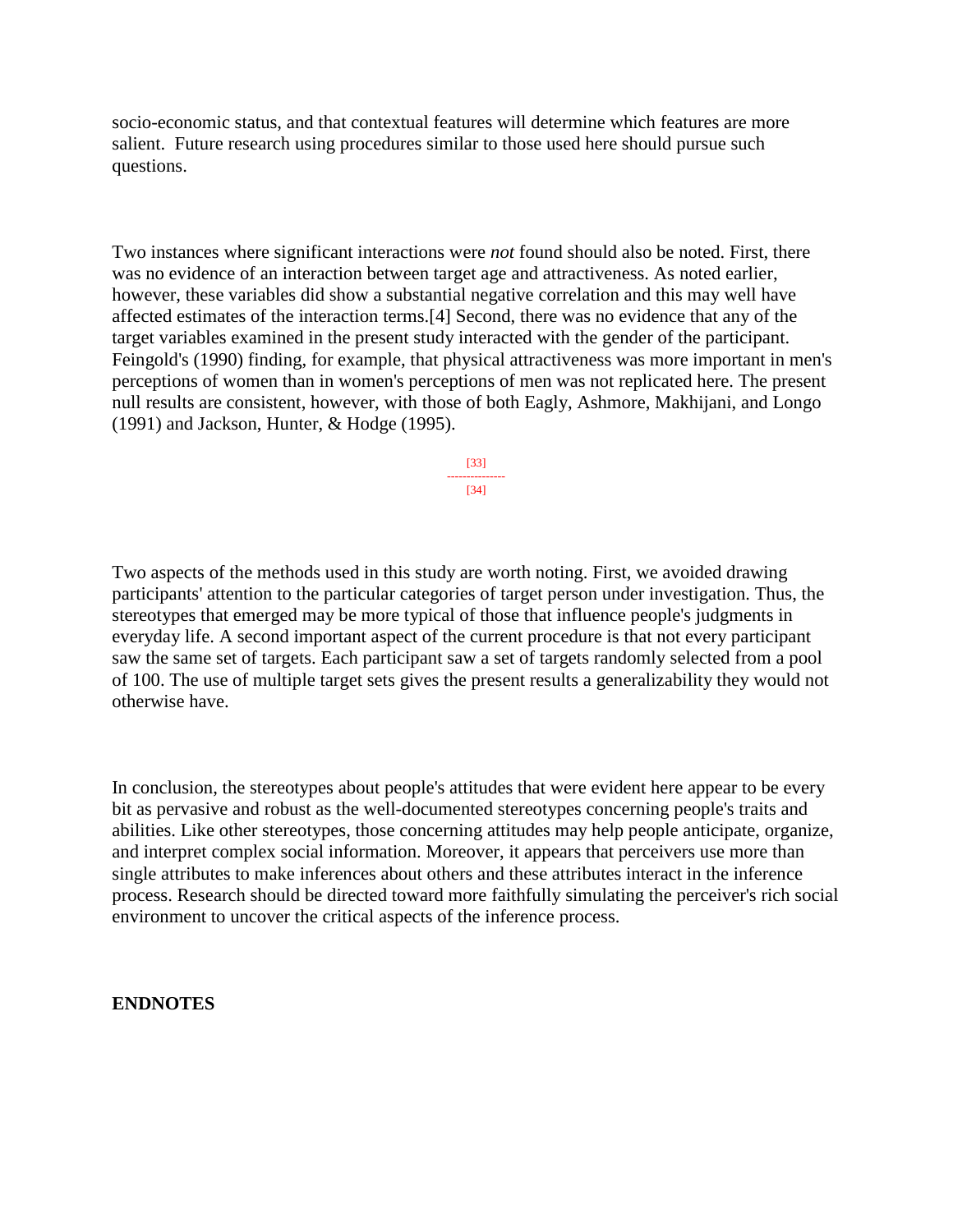socio-economic status, and that contextual features will determine which features are more salient. Future research using procedures similar to those used here should pursue such questions.

Two instances where significant interactions were *not* found should also be noted. First, there was no evidence of an interaction between target age and attractiveness. As noted earlier, however, these variables did show a substantial negative correlation and this may well have affected estimates of the interaction terms.[4] Second, there was no evidence that any of the target variables examined in the present study interacted with the gender of the participant. Feingold's (1990) finding, for example, that physical attractiveness was more important in men's perceptions of women than in women's perceptions of men was not replicated here. The present null results are consistent, however, with those of both Eagly, Ashmore, Makhijani, and Longo (1991) and Jackson, Hunter, & Hodge (1995).

[33]
---------------
[34]

Two aspects of the methods used in this study are worth noting. First, we avoided drawing participants' attention to the particular categories of target person under investigation. Thus, the stereotypes that emerged may be more typical of those that influence people's judgments in everyday life. A second important aspect of the current procedure is that not every participant saw the same set of targets. Each participant saw a set of targets randomly selected from a pool of 100. The use of multiple target sets gives the present results a generalizability they would not otherwise have.

In conclusion, the stereotypes about people's attitudes that were evident here appear to be every bit as pervasive and robust as the well-documented stereotypes concerning people's traits and abilities. Like other stereotypes, those concerning attitudes may help people anticipate, organize, and interpret complex social information. Moreover, it appears that perceivers use more than single attributes to make inferences about others and these attributes interact in the inference process. Research should be directed toward more faithfully simulating the perceiver's rich social environment to uncover the critical aspects of the inference process.

**ENDNOTES**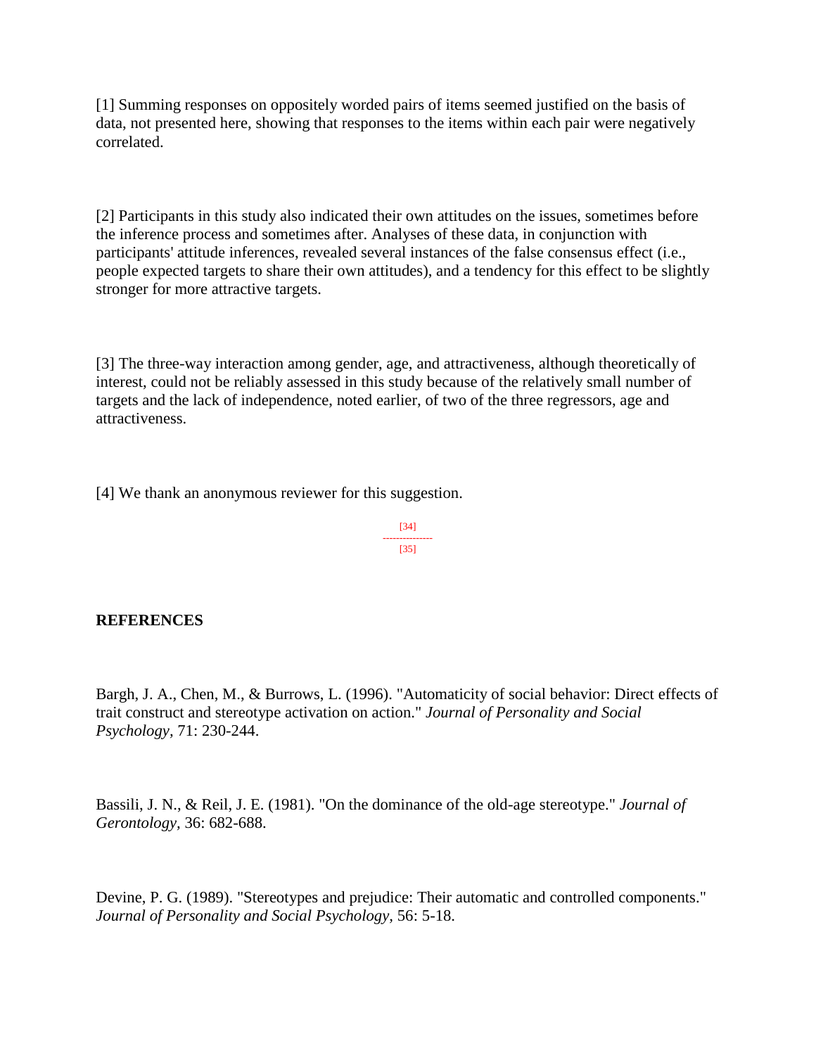[1] Summing responses on oppositely worded pairs of items seemed justified on the basis of data, not presented here, showing that responses to the items within each pair were negatively correlated.

[2] Participants in this study also indicated their own attitudes on the issues, sometimes before the inference process and sometimes after. Analyses of these data, in conjunction with participants' attitude inferences, revealed several instances of the false consensus effect (i.e., people expected targets to share their own attitudes), and a tendency for this effect to be slightly stronger for more attractive targets.

[3] The three-way interaction among gender, age, and attractiveness, although theoretically of interest, could not be reliably assessed in this study because of the relatively small number of targets and the lack of independence, noted earlier, of two of the three regressors, age and attractiveness.

[4] We thank an anonymous reviewer for this suggestion.

## REFERENCES

Bargh, J. A., Chen, M., & Burrows, L. (1996). "Automaticity of social behavior: Direct effects of trait construct and stereotype activation on action." *Journal of Personality and Social Psychology,* 71: 230-244.

Bassili, J. N., & Reil, J. E. (1981). "On the dominance of the old-age stereotype." *Journal of Gerontology,* 36: 682-688.

Devine, P. G. (1989). "Stereotypes and prejudice: Their automatic and controlled components." *Journal of Personality and Social Psychology,* 56: 5-18.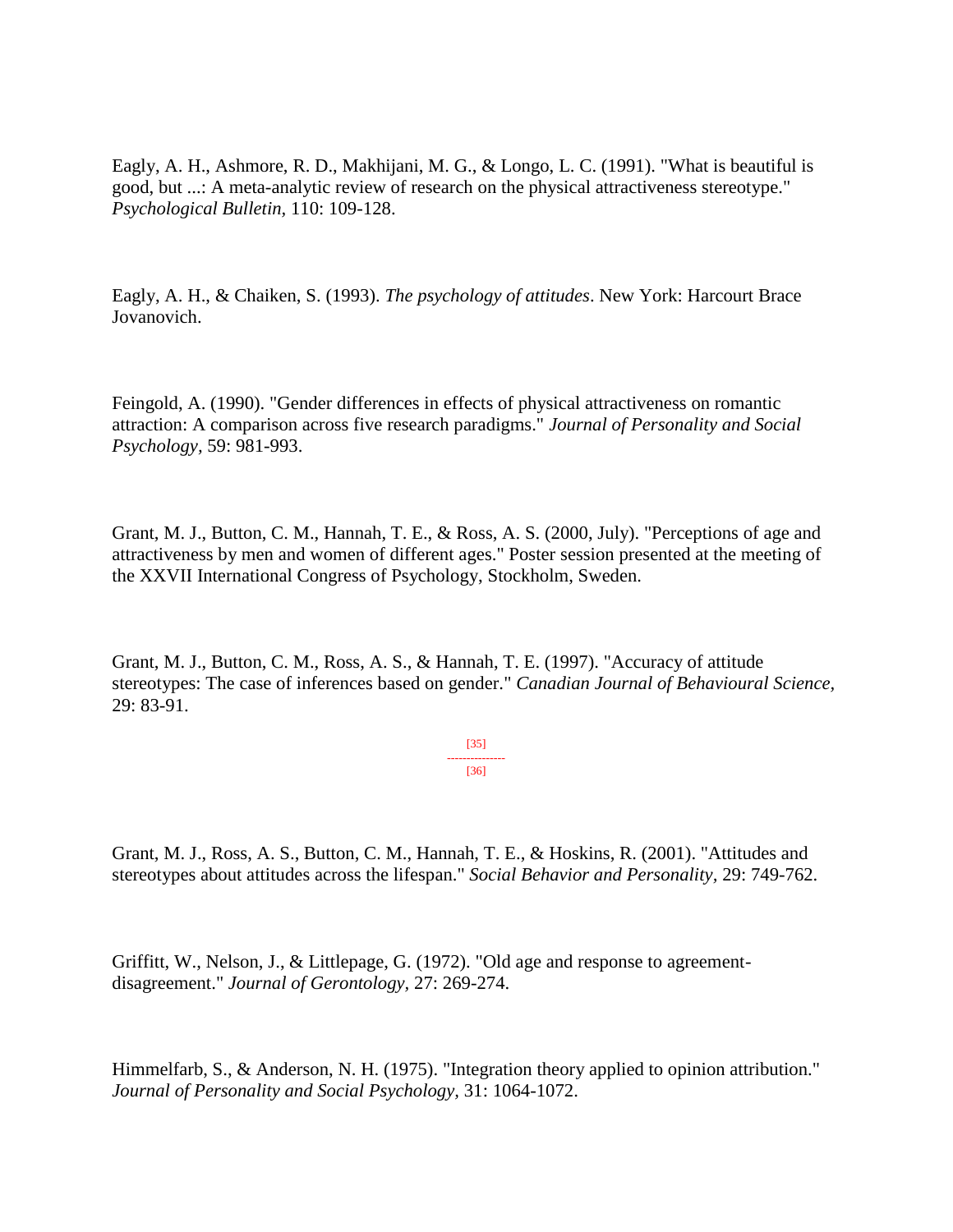Eagly, A. H., Ashmore, R. D., Makhijani, M. G., & Longo, L. C. (1991). "What is beautiful is good, but ...: A meta-analytic review of research on the physical attractiveness stereotype." *Psychological Bulletin,* 110: 109-128.

Eagly, A. H., & Chaiken, S. (1993). *The psychology of attitudes*. New York: Harcourt Brace Jovanovich.

Feingold, A. (1990). "Gender differences in effects of physical attractiveness on romantic attraction: A comparison across five research paradigms." *Journal of Personality and Social Psychology,* 59: 981-993.

Grant, M. J., Button, C. M., Hannah, T. E., & Ross, A. S. (2000, July). "Perceptions of age and attractiveness by men and women of different ages." Poster session presented at the meeting of the XXVII International Congress of Psychology, Stockholm, Sweden.

Grant, M. J., Button, C. M., Ross, A. S., & Hannah, T. E. (1997). "Accuracy of attitude stereotypes: The case of inferences based on gender." *Canadian Journal of Behavioural Science,* 29: 83-91.

Grant, M. J., Ross, A. S., Button, C. M., Hannah, T. E., & Hoskins, R. (2001). "Attitudes and stereotypes about attitudes across the lifespan." *Social Behavior and Personality,* 29: 749-762.

Griffitt, W., Nelson, J., & Littlepage, G. (1972). "Old age and response to agreement-disagreement." *Journal of Gerontology,* 27: 269-274.

Himmelfarb, S., & Anderson, N. H. (1975). "Integration theory applied to opinion attribution." *Journal of Personality and Social Psychology,* 31: 1064-1072.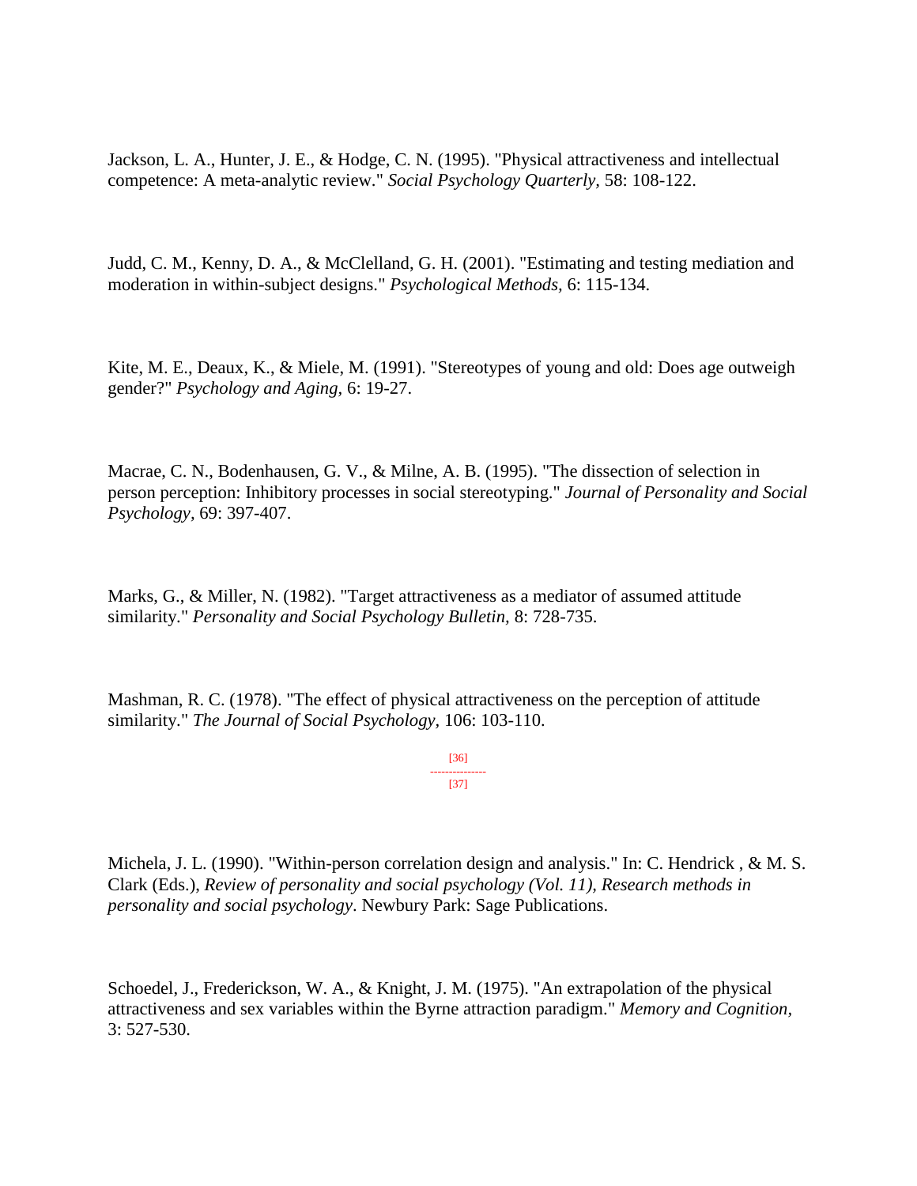Jackson, L. A., Hunter, J. E., & Hodge, C. N. (1995). "Physical attractiveness and intellectual competence: A meta-analytic review." *Social Psychology Quarterly,* 58: 108-122.

Judd, C. M., Kenny, D. A., & McClelland, G. H. (2001). "Estimating and testing mediation and moderation in within-subject designs." *Psychological Methods,* 6: 115-134.

Kite, M. E., Deaux, K., & Miele, M. (1991). "Stereotypes of young and old: Does age outweigh gender?" *Psychology and Aging,* 6: 19-27.

Macrae, C. N., Bodenhausen, G. V., & Milne, A. B. (1995). "The dissection of selection in person perception: Inhibitory processes in social stereotyping." *Journal of Personality and Social Psychology,* 69: 397-407.

Marks, G., & Miller, N. (1982). "Target attractiveness as a mediator of assumed attitude similarity." *Personality and Social Psychology Bulletin,* 8: 728-735.

Mashman, R. C. (1978). "The effect of physical attractiveness on the perception of attitude similarity." *The Journal of Social Psychology,* 106: 103-110.

Michela, J. L. (1990). "Within-person correlation design and analysis." In: C. Hendrick , & M. S. Clark (Eds.), *Review of personality and social psychology (Vol. 11), Research methods in personality and social psychology*. Newbury Park: Sage Publications.

Schoedel, J., Frederickson, W. A., & Knight, J. M. (1975). "An extrapolation of the physical attractiveness and sex variables within the Byrne attraction paradigm." *Memory and Cognition,* 3: 527-530.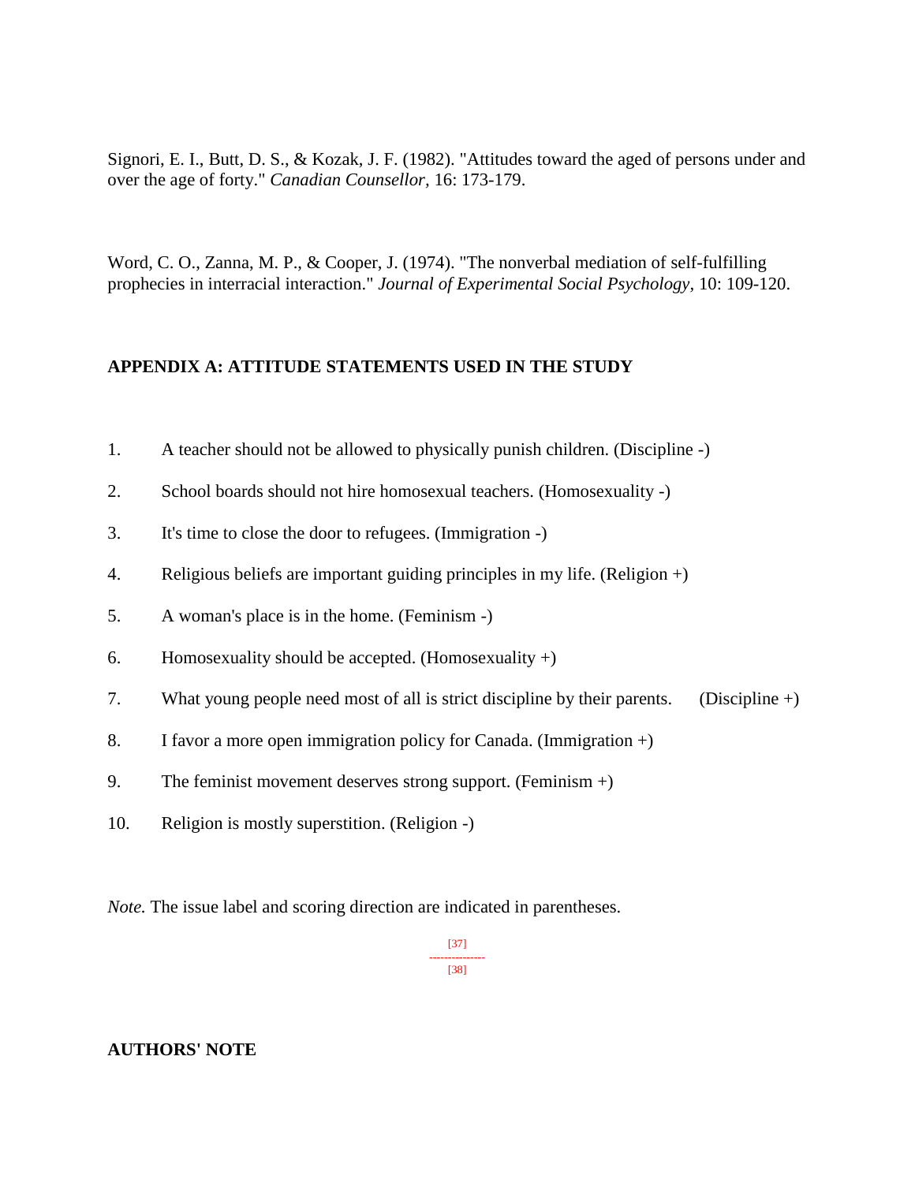Signori, E. I., Butt, D. S., & Kozak, J. F. (1982). "Attitudes toward the aged of persons under and over the age of forty." *Canadian Counsellor*, 16: 173-179.

Word, C. O., Zanna, M. P., & Cooper, J. (1974). "The nonverbal mediation of self-fulfilling prophecies in interracial interaction." *Journal of Experimental Social Psychology*, 10: 109-120.

**APPENDIX A: ATTITUDE STATEMENTS USED IN THE STUDY**

1. A teacher should not be allowed to physically punish children. (Discipline -)
2. School boards should not hire homosexual teachers. (Homosexuality -)
3. It's time to close the door to refugees. (Immigration -)
4. Religious beliefs are important guiding principles in my life. (Religion +)
5. A woman's place is in the home. (Feminism -)
6. Homosexuality should be accepted. (Homosexuality +)
7. What young people need most of all is strict discipline by their parents. (Discipline +)
8. I favor a more open immigration policy for Canada. (Immigration +)
9. The feminist movement deserves strong support. (Feminism +)
10. Religion is mostly superstition. (Religion -)

*Note.* The issue label and scoring direction are indicated in parentheses.

**AUTHORS' NOTE**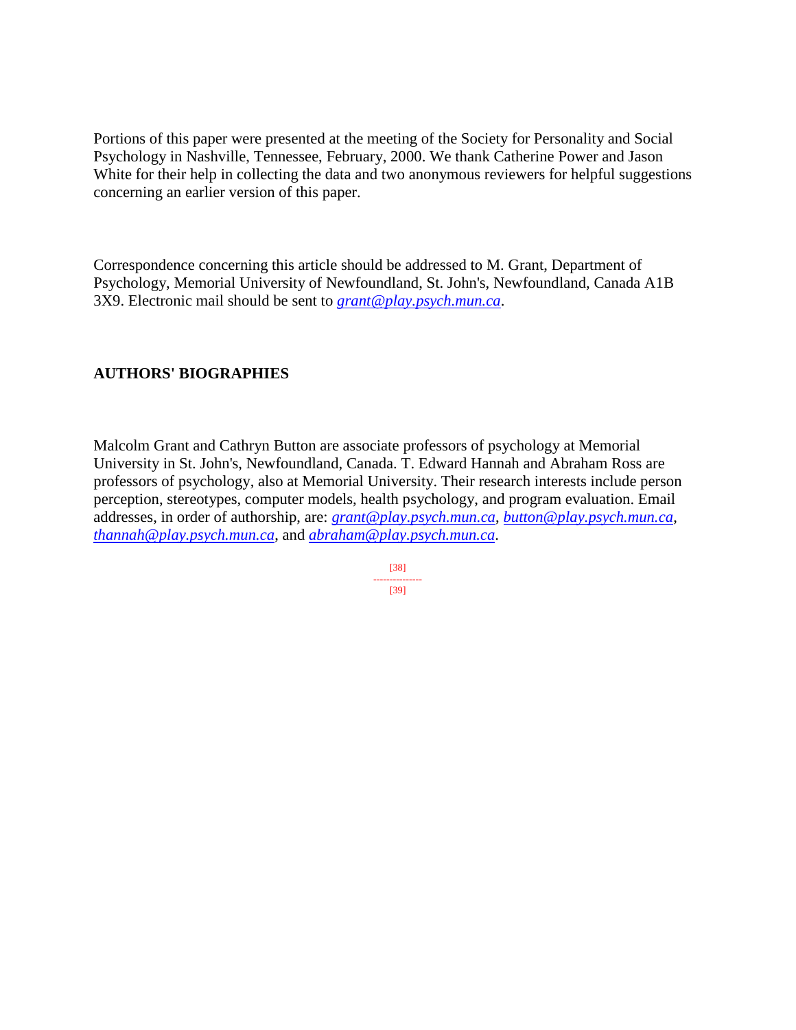Portions of this paper were presented at the meeting of the Society for Personality and Social Psychology in Nashville, Tennessee, February, 2000. We thank Catherine Power and Jason White for their help in collecting the data and two anonymous reviewers for helpful suggestions concerning an earlier version of this paper.

Correspondence concerning this article should be addressed to M. Grant, Department of Psychology, Memorial University of Newfoundland, St. John's, Newfoundland, Canada A1B 3X9. Electronic mail should be sent to *grant@play.psych.mun.ca*.

## AUTHORS' BIOGRAPHIES

Malcolm Grant and Cathryn Button are associate professors of psychology at Memorial University in St. John's, Newfoundland, Canada. T. Edward Hannah and Abraham Ross are professors of psychology, also at Memorial University. Their research interests include person perception, stereotypes, computer models, health psychology, and program evaluation. Email addresses, in order of authorship, are: *grant@play.psych.mun.ca*, *button@play.psych.mun.ca*, *thannah@play.psych.mun.ca*, and *abraham@play.psych.mun.ca*.